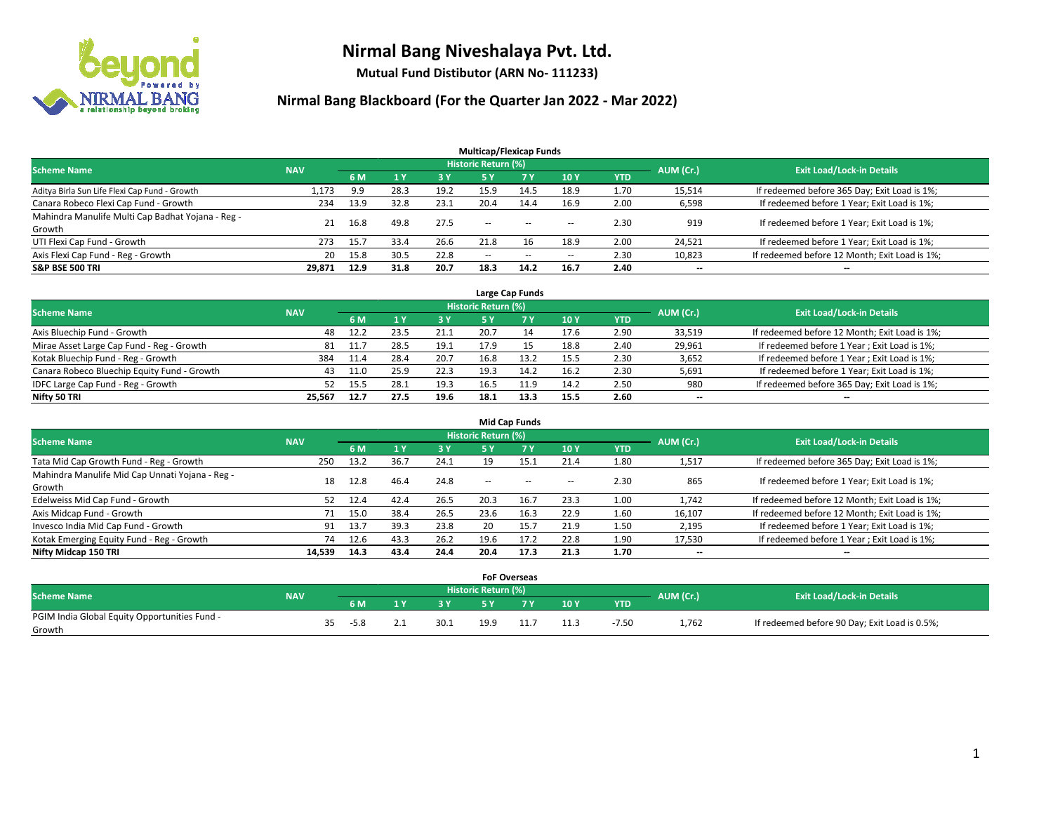# Nirmal Bang Niveshalaya Pvt. Ltd.

**Mutual Fund Distibutor (ARN No- 111233)**

## Nirmal Bang Blackboard (For the Quarter Jan 2022 - Mar 2022)

### Multicap/Flexicap Funds

| Scheme Name | NAV | Historic Return (%) | | | | | | | AUM (Cr.) | Exit Load/Lock-in Details |
|---|---|---|---|---|---|---|---|---|---|---|
| | | 6 M | 1 Y | 3 Y | 5 Y | 7 Y | 10 Y | YTD | | |
| Aditya Birla Sun Life Flexi Cap Fund - Growth | 1,173 | 9.9 | 28.3 | 19.2 | 15.9 | 14.5 | 18.9 | 1.70 | 15,514 | If redeemed before 365 Day; Exit Load is 1%; |
| Canara Robeco Flexi Cap Fund - Growth | 234 | 13.9 | 32.8 | 23.1 | 20.4 | 14.4 | 16.9 | 2.00 | 6,598 | If redeemed before 1 Year; Exit Load is 1%; |
| Mahindra Manulife Multi Cap Badhat Yojana - Reg - Growth | 21 | 16.8 | 49.8 | 27.5 | -- | -- | -- | 2.30 | 919 | If redeemed before 1 Year; Exit Load is 1%; |
| UTI Flexi Cap Fund - Growth | 273 | 15.7 | 33.4 | 26.6 | 21.8 | 16 | 18.9 | 2.00 | 24,521 | If redeemed before 1 Year; Exit Load is 1%; |
| Axis Flexi Cap Fund - Reg - Growth | 20 | 15.8 | 30.5 | 22.8 | -- | -- | -- | 2.30 | 10,823 | If redeemed before 12 Month; Exit Load is 1%; |
| **S&P BSE 500 TRI** | **29,871** | **12.9** | **31.8** | **20.7** | **18.3** | **14.2** | **16.7** | **2.40** | **--** | **--** |

### Large Cap Funds

| Scheme Name | NAV | Historic Return (%) | | | | | | | AUM (Cr.) | Exit Load/Lock-in Details |
|---|---|---|---|---|---|---|---|---|---|---|
| | | 6 M | 1 Y | 3 Y | 5 Y | 7 Y | 10 Y | YTD | | |
| Axis Bluechip Fund - Growth | 48 | 12.2 | 23.5 | 21.1 | 20.7 | 14 | 17.6 | 2.90 | 33,519 | If redeemed before 12 Month; Exit Load is 1%; |
| Mirae Asset Large Cap Fund - Reg - Growth | 81 | 11.7 | 28.5 | 19.1 | 17.9 | 15 | 18.8 | 2.40 | 29,961 | If redeemed before 1 Year ; Exit Load is 1%; |
| Kotak Bluechip Fund - Reg - Growth | 384 | 11.4 | 28.4 | 20.7 | 16.8 | 13.2 | 15.5 | 2.30 | 3,652 | If redeemed before 1 Year ; Exit Load is 1%; |
| Canara Robeco Bluechip Equity Fund - Growth | 43 | 11.0 | 25.9 | 22.3 | 19.3 | 14.2 | 16.2 | 2.30 | 5,691 | If redeemed before 1 Year; Exit Load is 1%; |
| IDFC Large Cap Fund - Reg - Growth | 52 | 15.5 | 28.1 | 19.3 | 16.5 | 11.9 | 14.2 | 2.50 | 980 | If redeemed before 365 Day; Exit Load is 1%; |
| **Nifty 50 TRI** | **25,567** | **12.7** | **27.5** | **19.6** | **18.1** | **13.3** | **15.5** | **2.60** | **--** | **--** |

### Mid Cap Funds

| Scheme Name | NAV | Historic Return (%) | | | | | | | AUM (Cr.) | Exit Load/Lock-in Details |
|---|---|---|---|---|---|---|---|---|---|---|
| | | 6 M | 1 Y | 3 Y | 5 Y | 7 Y | 10 Y | YTD | | |
| Tata Mid Cap Growth Fund - Reg - Growth | 250 | 13.2 | 36.7 | 24.1 | 19 | 15.1 | 21.4 | 1.80 | 1,517 | If redeemed before 365 Day; Exit Load is 1%; |
| Mahindra Manulife Mid Cap Unnati Yojana - Reg - Growth | 18 | 12.8 | 46.4 | 24.8 | -- | -- | -- | 2.30 | 865 | If redeemed before 1 Year; Exit Load is 1%; |
| Edelweiss Mid Cap Fund - Growth | 52 | 12.4 | 42.4 | 26.5 | 20.3 | 16.7 | 23.3 | 1.00 | 1,742 | If redeemed before 12 Month; Exit Load is 1%; |
| Axis Midcap Fund - Growth | 71 | 15.0 | 38.4 | 26.5 | 23.6 | 16.3 | 22.9 | 1.60 | 16,107 | If redeemed before 12 Month; Exit Load is 1%; |
| Invesco India Mid Cap Fund - Growth | 91 | 13.7 | 39.3 | 23.8 | 20 | 15.7 | 21.9 | 1.50 | 2,195 | If redeemed before 1 Year; Exit Load is 1%; |
| Kotak Emerging Equity Fund - Reg - Growth | 74 | 12.6 | 43.3 | 26.2 | 19.6 | 17.2 | 22.8 | 1.90 | 17,530 | If redeemed before 1 Year ; Exit Load is 1%; |
| **Nifty Midcap 150 TRI** | **14,539** | **14.3** | **43.4** | **24.4** | **20.4** | **17.3** | **21.3** | **1.70** | **--** | **--** |

### FoF Overseas

| Scheme Name | NAV | Historic Return (%) | | | | | | | AUM (Cr.) | Exit Load/Lock-in Details |
|---|---|---|---|---|---|---|---|---|---|---|
| | | 6 M | 1 Y | 3 Y | 5 Y | 7 Y | 10 Y | YTD | | |
| PGIM India Global Equity Opportunities Fund - Growth | 35 | -5.8 | 2.1 | 30.1 | 19.9 | 11.7 | 11.3 | -7.50 | 1,762 | If redeemed before 90 Day; Exit Load is 0.5%; |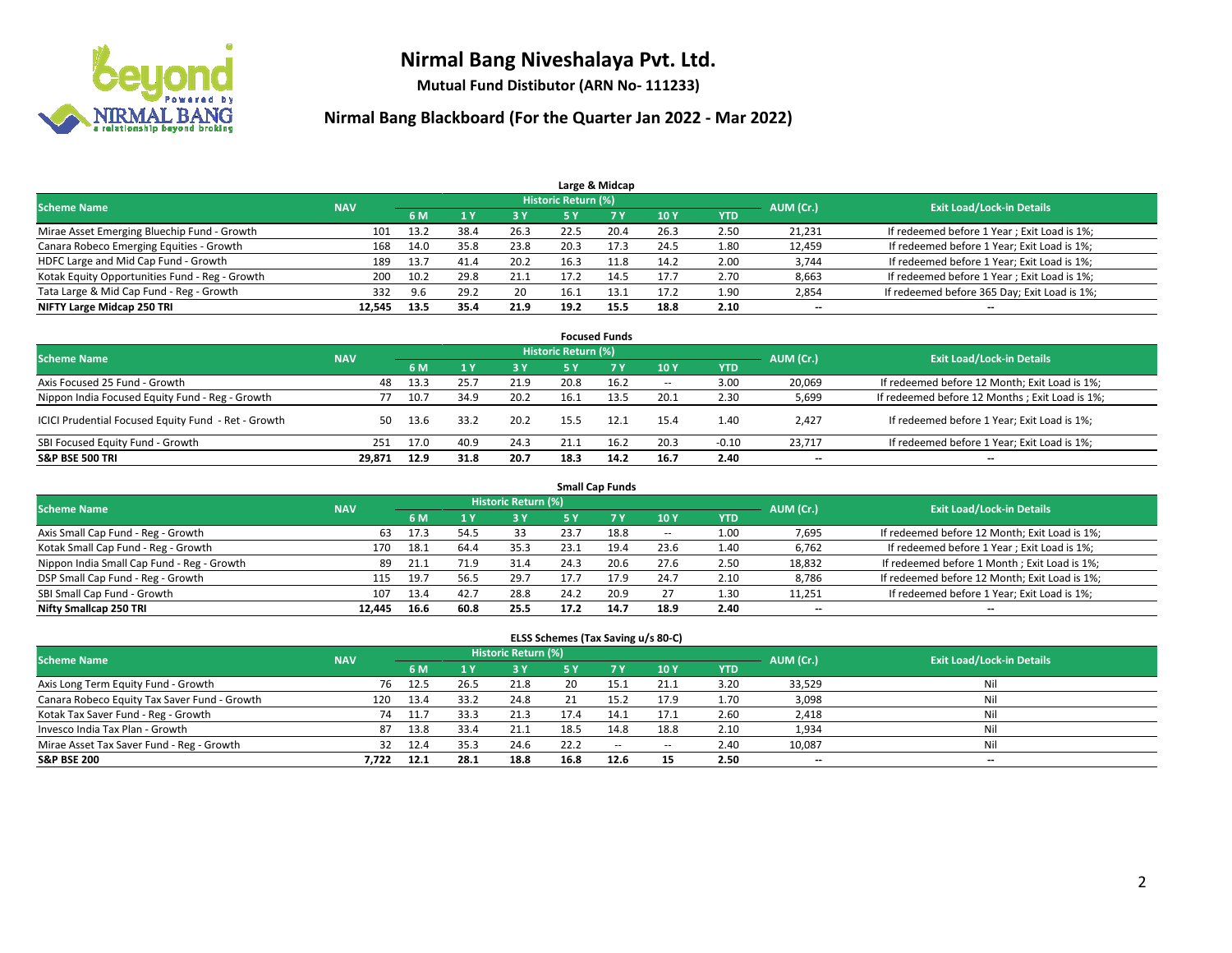# Nirmal Bang Niveshalaya Pvt. Ltd.

**Mutual Fund Distibutor (ARN No- 111233)**

## Nirmal Bang Blackboard (For the Quarter Jan 2022 - Mar 2022)

### Large & Midcap

| Scheme Name | NAV | Historic Return (%) | | | | | | | AUM (Cr.) | Exit Load/Lock-in Details |
|---|---|---|---|---|---|---|---|---|---|---|
| | | 6 M | 1 Y | 3 Y | 5 Y | 7 Y | 10 Y | YTD | | |
| Mirae Asset Emerging Bluechip Fund - Growth | 101 | 13.2 | 38.4 | 26.3 | 22.5 | 20.4 | 26.3 | 2.50 | 21,231 | If redeemed before 1 Year ; Exit Load is 1%; |
| Canara Robeco Emerging Equities - Growth | 168 | 14.0 | 35.8 | 23.8 | 20.3 | 17.3 | 24.5 | 1.80 | 12,459 | If redeemed before 1 Year; Exit Load is 1%; |
| HDFC Large and Mid Cap Fund - Growth | 189 | 13.7 | 41.4 | 20.2 | 16.3 | 11.8 | 14.2 | 2.00 | 3,744 | If redeemed before 1 Year; Exit Load is 1%; |
| Kotak Equity Opportunities Fund - Reg - Growth | 200 | 10.2 | 29.8 | 21.1 | 17.2 | 14.5 | 17.7 | 2.70 | 8,663 | If redeemed before 1 Year ; Exit Load is 1%; |
| Tata Large & Mid Cap Fund - Reg - Growth | 332 | 9.6 | 29.2 | 20 | 16.1 | 13.1 | 17.2 | 1.90 | 2,854 | If redeemed before 365 Day; Exit Load is 1%; |
| **NIFTY Large Midcap 250 TRI** | **12,545** | **13.5** | **35.4** | **21.9** | **19.2** | **15.5** | **18.8** | **2.10** | **--** | **--** |

### Focused Funds

| Scheme Name | NAV | Historic Return (%) | | | | | | | AUM (Cr.) | Exit Load/Lock-in Details |
|---|---|---|---|---|---|---|---|---|---|---|
| | | 6 M | 1 Y | 3 Y | 5 Y | 7 Y | 10 Y | YTD | | |
| Axis Focused 25 Fund - Growth | 48 | 13.3 | 25.7 | 21.9 | 20.8 | 16.2 | -- | 3.00 | 20,069 | If redeemed before 12 Month; Exit Load is 1%; |
| Nippon India Focused Equity Fund - Reg - Growth | 77 | 10.7 | 34.9 | 20.2 | 16.1 | 13.5 | 20.1 | 2.30 | 5,699 | If redeemed before 12 Months ; Exit Load is 1%; |
| ICICI Prudential Focused Equity Fund - Ret - Growth | 50 | 13.6 | 33.2 | 20.2 | 15.5 | 12.1 | 15.4 | 1.40 | 2,427 | If redeemed before 1 Year; Exit Load is 1%; |
| SBI Focused Equity Fund - Growth | 251 | 17.0 | 40.9 | 24.3 | 21.1 | 16.2 | 20.3 | -0.10 | 23,717 | If redeemed before 1 Year; Exit Load is 1%; |
| **S&P BSE 500 TRI** | **29,871** | **12.9** | **31.8** | **20.7** | **18.3** | **14.2** | **16.7** | **2.40** | **--** | **--** |

### Small Cap Funds

| Scheme Name | NAV | Historic Return (%) | | | | | | | AUM (Cr.) | Exit Load/Lock-in Details |
|---|---|---|---|---|---|---|---|---|---|---|
| | | 6 M | 1 Y | 3 Y | 5 Y | 7 Y | 10 Y | YTD | | |
| Axis Small Cap Fund - Reg - Growth | 63 | 17.3 | 54.5 | 33 | 23.7 | 18.8 | -- | 1.00 | 7,695 | If redeemed before 12 Month; Exit Load is 1%; |
| Kotak Small Cap Fund - Reg - Growth | 170 | 18.1 | 64.4 | 35.3 | 23.1 | 19.4 | 23.6 | 1.40 | 6,762 | If redeemed before 1 Year ; Exit Load is 1%; |
| Nippon India Small Cap Fund - Reg - Growth | 89 | 21.1 | 71.9 | 31.4 | 24.3 | 20.6 | 27.6 | 2.50 | 18,832 | If redeemed before 1 Month ; Exit Load is 1%; |
| DSP Small Cap Fund - Reg - Growth | 115 | 19.7 | 56.5 | 29.7 | 17.7 | 17.9 | 24.7 | 2.10 | 8,786 | If redeemed before 12 Month; Exit Load is 1%; |
| SBI Small Cap Fund - Growth | 107 | 13.4 | 42.7 | 28.8 | 24.2 | 20.9 | 27 | 1.30 | 11,251 | If redeemed before 1 Year; Exit Load is 1%; |
| **Nifty Smallcap 250 TRI** | **12,445** | **16.6** | **60.8** | **25.5** | **17.2** | **14.7** | **18.9** | **2.40** | **--** | **--** |

### ELSS Schemes (Tax Saving u/s 80-C)

| Scheme Name | NAV | Historic Return (%) | | | | | | | AUM (Cr.) | Exit Load/Lock-in Details |
|---|---|---|---|---|---|---|---|---|---|---|
| | | 6 M | 1 Y | 3 Y | 5 Y | 7 Y | 10 Y | YTD | | |
| Axis Long Term Equity Fund - Growth | 76 | 12.5 | 26.5 | 21.8 | 20 | 15.1 | 21.1 | 3.20 | 33,529 | Nil |
| Canara Robeco Equity Tax Saver Fund - Growth | 120 | 13.4 | 33.2 | 24.8 | 21 | 15.2 | 17.9 | 1.70 | 3,098 | Nil |
| Kotak Tax Saver Fund - Reg - Growth | 74 | 11.7 | 33.3 | 21.3 | 17.4 | 14.1 | 17.1 | 2.60 | 2,418 | Nil |
| Invesco India Tax Plan - Growth | 87 | 13.8 | 33.4 | 21.1 | 18.5 | 14.8 | 18.8 | 2.10 | 1,934 | Nil |
| Mirae Asset Tax Saver Fund - Reg - Growth | 32 | 12.4 | 35.3 | 24.6 | 22.2 | -- | -- | 2.40 | 10,087 | Nil |
| **S&P BSE 200** | **7,722** | **12.1** | **28.1** | **18.8** | **16.8** | **12.6** | **15** | **2.50** | **--** | **--** |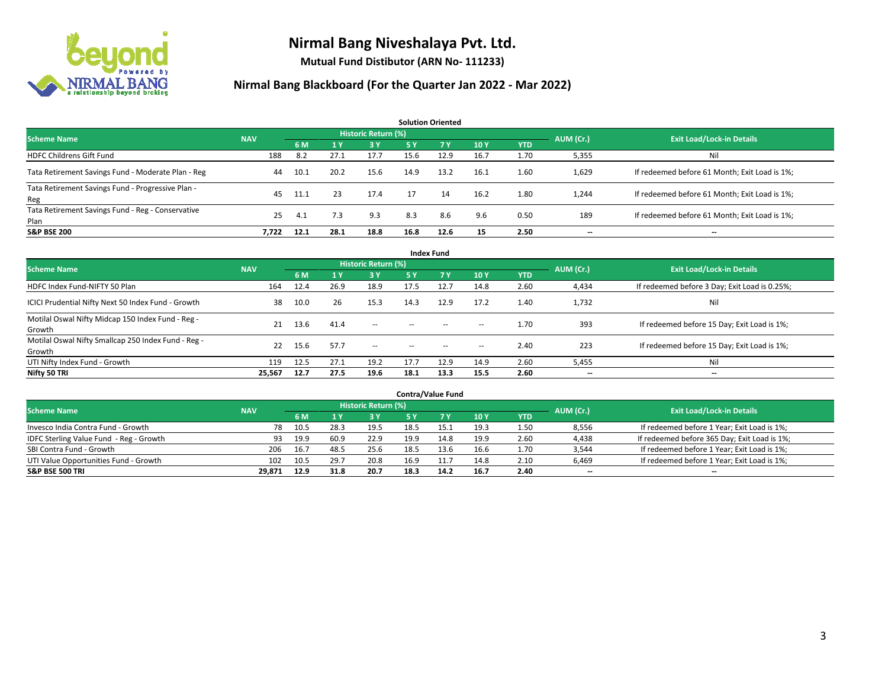# Nirmal Bang Niveshalaya Pvt. Ltd.

**Mutual Fund Distibutor (ARN No- 111233)**

## Nirmal Bang Blackboard (For the Quarter Jan 2022 - Mar 2022)

### Solution Oriented

| Scheme Name | NAV | Historic Return (%) | | | | | | | AUM (Cr.) | Exit Load/Lock-in Details |
|---|---|---|---|---|---|---|---|---|---|---|
| | | 6 M | 1 Y | 3 Y | 5 Y | 7 Y | 10 Y | YTD | | |
| HDFC Childrens Gift Fund | 188 | 8.2 | 27.1 | 17.7 | 15.6 | 12.9 | 16.7 | 1.70 | 5,355 | Nil |
| Tata Retirement Savings Fund - Moderate Plan - Reg | 44 | 10.1 | 20.2 | 15.6 | 14.9 | 13.2 | 16.1 | 1.60 | 1,629 | If redeemed before 61 Month; Exit Load is 1%; |
| Tata Retirement Savings Fund - Progressive Plan - Reg | 45 | 11.1 | 23 | 17.4 | 17 | 14 | 16.2 | 1.80 | 1,244 | If redeemed before 61 Month; Exit Load is 1%; |
| Tata Retirement Savings Fund - Reg - Conservative Plan | 25 | 4.1 | 7.3 | 9.3 | 8.3 | 8.6 | 9.6 | 0.50 | 189 | If redeemed before 61 Month; Exit Load is 1%; |
| **S&P BSE 200** | **7,722** | **12.1** | **28.1** | **18.8** | **16.8** | **12.6** | **15** | **2.50** | **--** | **--** |

### Index Fund

| Scheme Name | NAV | Historic Return (%) | | | | | | | AUM (Cr.) | Exit Load/Lock-in Details |
|---|---|---|---|---|---|---|---|---|---|---|
| | | 6 M | 1 Y | 3 Y | 5 Y | 7 Y | 10 Y | YTD | | |
| HDFC Index Fund-NIFTY 50 Plan | 164 | 12.4 | 26.9 | 18.9 | 17.5 | 12.7 | 14.8 | 2.60 | 4,434 | If redeemed before 3 Day; Exit Load is 0.25%; |
| ICICI Prudential Nifty Next 50 Index Fund - Growth | 38 | 10.0 | 26 | 15.3 | 14.3 | 12.9 | 17.2 | 1.40 | 1,732 | Nil |
| Motilal Oswal Nifty Midcap 150 Index Fund - Reg - Growth | 21 | 13.6 | 41.4 | -- | -- | -- | -- | 1.70 | 393 | If redeemed before 15 Day; Exit Load is 1%; |
| Motilal Oswal Nifty Smallcap 250 Index Fund - Reg - Growth | 22 | 15.6 | 57.7 | -- | -- | -- | -- | 2.40 | 223 | If redeemed before 15 Day; Exit Load is 1%; |
| UTI Nifty Index Fund - Growth | 119 | 12.5 | 27.1 | 19.2 | 17.7 | 12.9 | 14.9 | 2.60 | 5,455 | Nil |
| **Nifty 50 TRI** | **25,567** | **12.7** | **27.5** | **19.6** | **18.1** | **13.3** | **15.5** | **2.60** | **--** | **--** |

### Contra/Value Fund

| Scheme Name | NAV | Historic Return (%) | | | | | | | AUM (Cr.) | Exit Load/Lock-in Details |
|---|---|---|---|---|---|---|---|---|---|---|
| | | 6 M | 1 Y | 3 Y | 5 Y | 7 Y | 10 Y | YTD | | |
| Invesco India Contra Fund - Growth | 78 | 10.5 | 28.3 | 19.5 | 18.5 | 15.1 | 19.3 | 1.50 | 8,556 | If redeemed before 1 Year; Exit Load is 1%; |
| IDFC Sterling Value Fund - Reg - Growth | 93 | 19.9 | 60.9 | 22.9 | 19.9 | 14.8 | 19.9 | 2.60 | 4,438 | If redeemed before 365 Day; Exit Load is 1%; |
| SBI Contra Fund - Growth | 206 | 16.7 | 48.5 | 25.6 | 18.5 | 13.6 | 16.6 | 1.70 | 3,544 | If redeemed before 1 Year; Exit Load is 1%; |
| UTI Value Opportunities Fund - Growth | 102 | 10.5 | 29.7 | 20.8 | 16.9 | 11.7 | 14.8 | 2.10 | 6,469 | If redeemed before 1 Year; Exit Load is 1%; |
| **S&P BSE 500 TRI** | **29,871** | **12.9** | **31.8** | **20.7** | **18.3** | **14.2** | **16.7** | **2.40** | **--** | **--** |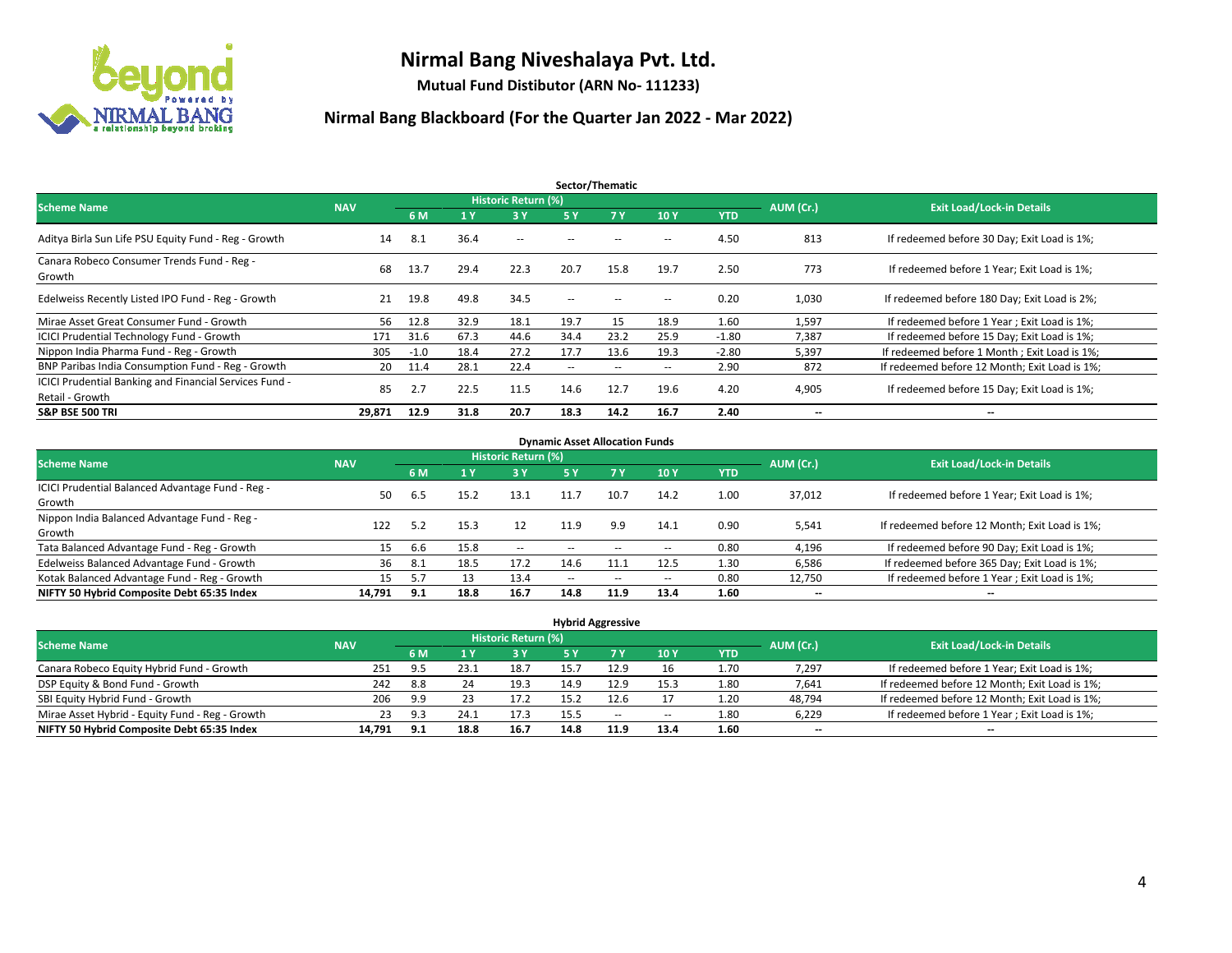# Nirmal Bang Niveshalaya Pvt. Ltd.

**Mutual Fund Distibutor (ARN No- 111233)**

## Nirmal Bang Blackboard (For the Quarter Jan 2022 - Mar 2022)

### Sector/Thematic

| Scheme Name | NAV | Historic Return (%) | | | | | | | AUM (Cr.) | Exit Load/Lock-in Details |
|---|---|---|---|---|---|---|---|---|---|---|
| | | 6 M | 1 Y | 3 Y | 5 Y | 7 Y | 10 Y | YTD | | |
| Aditya Birla Sun Life PSU Equity Fund - Reg - Growth | 14 | 8.1 | 36.4 | -- | -- | -- | -- | 4.50 | 813 | If redeemed before 30 Day; Exit Load is 1%; |
| Canara Robeco Consumer Trends Fund - Reg - Growth | 68 | 13.7 | 29.4 | 22.3 | 20.7 | 15.8 | 19.7 | 2.50 | 773 | If redeemed before 1 Year; Exit Load is 1%; |
| Edelweiss Recently Listed IPO Fund - Reg - Growth | 21 | 19.8 | 49.8 | 34.5 | -- | -- | -- | 0.20 | 1,030 | If redeemed before 180 Day; Exit Load is 2%; |
| Mirae Asset Great Consumer Fund - Growth | 56 | 12.8 | 32.9 | 18.1 | 19.7 | 15 | 18.9 | 1.60 | 1,597 | If redeemed before 1 Year ; Exit Load is 1%; |
| ICICI Prudential Technology Fund - Growth | 171 | 31.6 | 67.3 | 44.6 | 34.4 | 23.2 | 25.9 | -1.80 | 7,387 | If redeemed before 15 Day; Exit Load is 1%; |
| Nippon India Pharma Fund - Reg - Growth | 305 | -1.0 | 18.4 | 27.2 | 17.7 | 13.6 | 19.3 | -2.80 | 5,397 | If redeemed before 1 Month ; Exit Load is 1%; |
| BNP Paribas India Consumption Fund - Reg - Growth | 20 | 11.4 | 28.1 | 22.4 | -- | -- | -- | 2.90 | 872 | If redeemed before 12 Month; Exit Load is 1%; |
| ICICI Prudential Banking and Financial Services Fund - Retail - Growth | 85 | 2.7 | 22.5 | 11.5 | 14.6 | 12.7 | 19.6 | 4.20 | 4,905 | If redeemed before 15 Day; Exit Load is 1%; |
| **S&P BSE 500 TRI** | **29,871** | **12.9** | **31.8** | **20.7** | **18.3** | **14.2** | **16.7** | **2.40** | **--** | **--** |

### Dynamic Asset Allocation Funds

| Scheme Name | NAV | Historic Return (%) | | | | | | | AUM (Cr.) | Exit Load/Lock-in Details |
|---|---|---|---|---|---|---|---|---|---|---|
| | | 6 M | 1 Y | 3 Y | 5 Y | 7 Y | 10 Y | YTD | | |
| ICICI Prudential Balanced Advantage Fund - Reg - Growth | 50 | 6.5 | 15.2 | 13.1 | 11.7 | 10.7 | 14.2 | 1.00 | 37,012 | If redeemed before 1 Year; Exit Load is 1%; |
| Nippon India Balanced Advantage Fund - Reg - Growth | 122 | 5.2 | 15.3 | 12 | 11.9 | 9.9 | 14.1 | 0.90 | 5,541 | If redeemed before 12 Month; Exit Load is 1%; |
| Tata Balanced Advantage Fund - Reg - Growth | 15 | 6.6 | 15.8 | -- | -- | -- | -- | 0.80 | 4,196 | If redeemed before 90 Day; Exit Load is 1%; |
| Edelweiss Balanced Advantage Fund - Growth | 36 | 8.1 | 18.5 | 17.2 | 14.6 | 11.1 | 12.5 | 1.30 | 6,586 | If redeemed before 365 Day; Exit Load is 1%; |
| Kotak Balanced Advantage Fund - Reg - Growth | 15 | 5.7 | 13 | 13.4 | -- | -- | -- | 0.80 | 12,750 | If redeemed before 1 Year ; Exit Load is 1%; |
| **NIFTY 50 Hybrid Composite Debt 65:35 Index** | **14,791** | **9.1** | **18.8** | **16.7** | **14.8** | **11.9** | **13.4** | **1.60** | **--** | **--** |

### Hybrid Aggressive

| Scheme Name | NAV | Historic Return (%) | | | | | | | AUM (Cr.) | Exit Load/Lock-in Details |
|---|---|---|---|---|---|---|---|---|---|---|
| | | 6 M | 1 Y | 3 Y | 5 Y | 7 Y | 10 Y | YTD | | |
| Canara Robeco Equity Hybrid Fund - Growth | 251 | 9.5 | 23.1 | 18.7 | 15.7 | 12.9 | 16 | 1.70 | 7,297 | If redeemed before 1 Year; Exit Load is 1%; |
| DSP Equity & Bond Fund - Growth | 242 | 8.8 | 24 | 19.3 | 14.9 | 12.9 | 15.3 | 1.80 | 7,641 | If redeemed before 12 Month; Exit Load is 1%; |
| SBI Equity Hybrid Fund - Growth | 206 | 9.9 | 23 | 17.2 | 15.2 | 12.6 | 17 | 1.20 | 48,794 | If redeemed before 12 Month; Exit Load is 1%; |
| Mirae Asset Hybrid - Equity Fund - Reg - Growth | 23 | 9.3 | 24.1 | 17.3 | 15.5 | -- | -- | 1.80 | 6,229 | If redeemed before 1 Year ; Exit Load is 1%; |
| **NIFTY 50 Hybrid Composite Debt 65:35 Index** | **14,791** | **9.1** | **18.8** | **16.7** | **14.8** | **11.9** | **13.4** | **1.60** | **--** | **--** |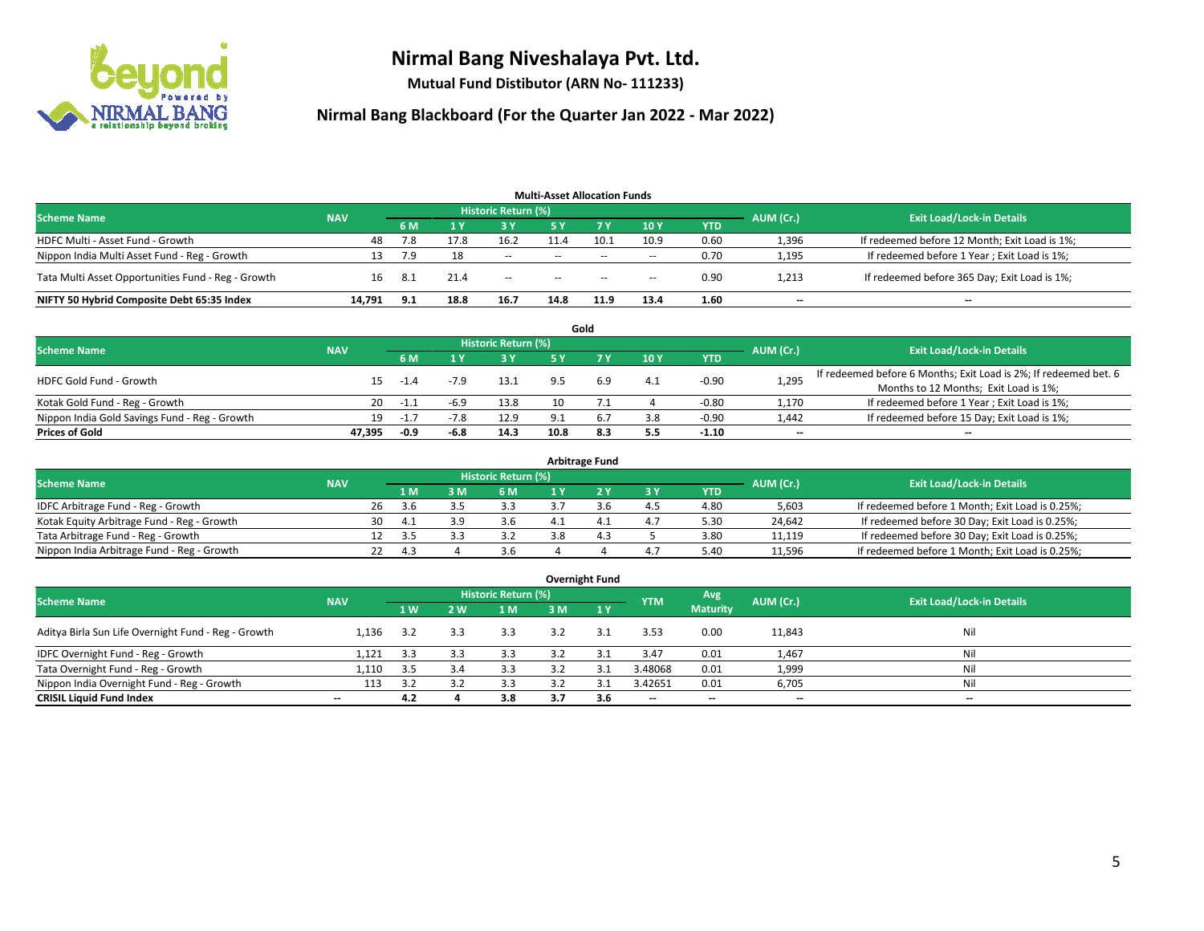# Nirmal Bang Niveshalaya Pvt. Ltd.

**Mutual Fund Distibutor (ARN No- 111233)**

## Nirmal Bang Blackboard (For the Quarter Jan 2022 - Mar 2022)

### Multi-Asset Allocation Funds

| Scheme Name | NAV | Historic Return (%) | | | | | | | AUM (Cr.) | Exit Load/Lock-in Details |
|---|---|---|---|---|---|---|---|---|---|---|
| | | 6 M | 1 Y | 3 Y | 5 Y | 7 Y | 10 Y | YTD | | |
| HDFC Multi - Asset Fund - Growth | 48 | 7.8 | 17.8 | 16.2 | 11.4 | 10.1 | 10.9 | 0.60 | 1,396 | If redeemed before 12 Month; Exit Load is 1%; |
| Nippon India Multi Asset Fund - Reg - Growth | 13 | 7.9 | 18 | -- | -- | -- | -- | 0.70 | 1,195 | If redeemed before 1 Year ; Exit Load is 1%; |
| Tata Multi Asset Opportunities Fund - Reg - Growth | 16 | 8.1 | 21.4 | -- | -- | -- | -- | 0.90 | 1,213 | If redeemed before 365 Day; Exit Load is 1%; |
| **NIFTY 50 Hybrid Composite Debt 65:35 Index** | **14,791** | **9.1** | **18.8** | **16.7** | **14.8** | **11.9** | **13.4** | **1.60** | **--** | **--** |

### Gold

| Scheme Name | NAV | Historic Return (%) | | | | | | | AUM (Cr.) | Exit Load/Lock-in Details |
|---|---|---|---|---|---|---|---|---|---|---|
| | | 6 M | 1 Y | 3 Y | 5 Y | 7 Y | 10 Y | YTD | | |
| HDFC Gold Fund - Growth | 15 | -1.4 | -7.9 | 13.1 | 9.5 | 6.9 | 4.1 | -0.90 | 1,295 | If redeemed before 6 Months; Exit Load is 2%; If redeemed bet. 6 Months to 12 Months; Exit Load is 1%; |
| Kotak Gold Fund - Reg - Growth | 20 | -1.1 | -6.9 | 13.8 | 10 | 7.1 | 4 | -0.80 | 1,170 | If redeemed before 1 Year ; Exit Load is 1%; |
| Nippon India Gold Savings Fund - Reg - Growth | 19 | -1.7 | -7.8 | 12.9 | 9.1 | 6.7 | 3.8 | -0.90 | 1,442 | If redeemed before 15 Day; Exit Load is 1%; |
| **Prices of Gold** | **47,395** | **-0.9** | **-6.8** | **14.3** | **10.8** | **8.3** | **5.5** | **-1.10** | **--** | **--** |

### Arbitrage Fund

| Scheme Name | NAV | Historic Return (%) | | | | | | | AUM (Cr.) | Exit Load/Lock-in Details |
|---|---|---|---|---|---|---|---|---|---|---|
| | | 1 M | 3 M | 6 M | 1 Y | 2 Y | 3 Y | YTD | | |
| IDFC Arbitrage Fund - Reg - Growth | 26 | 3.6 | 3.5 | 3.3 | 3.7 | 3.6 | 4.5 | 4.80 | 5,603 | If redeemed before 1 Month; Exit Load is 0.25%; |
| Kotak Equity Arbitrage Fund - Reg - Growth | 30 | 4.1 | 3.9 | 3.6 | 4.1 | 4.1 | 4.7 | 5.30 | 24,642 | If redeemed before 30 Day; Exit Load is 0.25%; |
| Tata Arbitrage Fund - Reg - Growth | 12 | 3.5 | 3.3 | 3.2 | 3.8 | 4.3 | 5 | 3.80 | 11,119 | If redeemed before 30 Day; Exit Load is 0.25%; |
| Nippon India Arbitrage Fund - Reg - Growth | 22 | 4.3 | 4 | 3.6 | 4 | 4 | 4.7 | 5.40 | 11,596 | If redeemed before 1 Month; Exit Load is 0.25%; |

### Overnight Fund

| Scheme Name | NAV | Historic Return (%) | | | | | YTM | Avg Maturity | AUM (Cr.) | Exit Load/Lock-in Details |
|---|---|---|---|---|---|---|---|---|---|---|
| | | 1 W | 2 W | 1 M | 3 M | 1 Y | | | | |
| Aditya Birla Sun Life Overnight Fund - Reg - Growth | 1,136 | 3.2 | 3.3 | 3.3 | 3.2 | 3.1 | 3.53 | 0.00 | 11,843 | Nil |
| IDFC Overnight Fund - Reg - Growth | 1,121 | 3.3 | 3.3 | 3.3 | 3.2 | 3.1 | 3.47 | 0.01 | 1,467 | Nil |
| Tata Overnight Fund - Reg - Growth | 1,110 | 3.5 | 3.4 | 3.3 | 3.2 | 3.1 | 3.48068 | 0.01 | 1,999 | Nil |
| Nippon India Overnight Fund - Reg - Growth | 113 | 3.2 | 3.2 | 3.3 | 3.2 | 3.1 | 3.42651 | 0.01 | 6,705 | Nil |
| **CRISIL Liquid Fund Index** | **--** | **4.2** | **4** | **3.8** | **3.7** | **3.6** | **--** | **--** | **--** | **--** |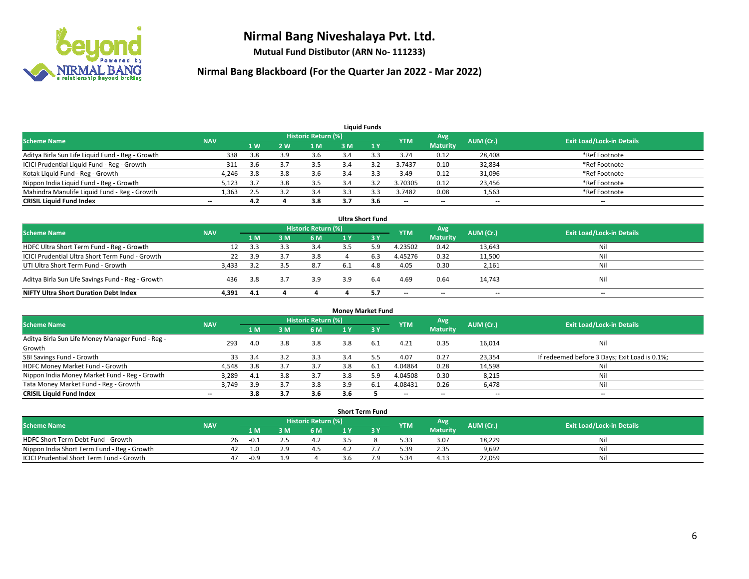# Nirmal Bang Niveshalaya Pvt. Ltd.

**Mutual Fund Distibutor (ARN No- 111233)**

## Nirmal Bang Blackboard (For the Quarter Jan 2022 - Mar 2022)

### Liquid Funds

| Scheme Name | NAV | Historic Return (%) | | | | | YTM | Avg Maturity | AUM (Cr.) | Exit Load/Lock-in Details |
|---|---|---|---|---|---|---|---|---|---|---|
| | | 1 W | 2 W | 1 M | 3 M | 1 Y | | | | |
| Aditya Birla Sun Life Liquid Fund - Reg - Growth | 338 | 3.8 | 3.9 | 3.6 | 3.4 | 3.3 | 3.74 | 0.12 | 28,408 | *Ref Footnote |
| ICICI Prudential Liquid Fund - Reg - Growth | 311 | 3.6 | 3.7 | 3.5 | 3.4 | 3.2 | 3.7437 | 0.10 | 32,834 | *Ref Footnote |
| Kotak Liquid Fund - Reg - Growth | 4,246 | 3.8 | 3.8 | 3.6 | 3.4 | 3.3 | 3.49 | 0.12 | 31,096 | *Ref Footnote |
| Nippon India Liquid Fund - Reg - Growth | 5,123 | 3.7 | 3.8 | 3.5 | 3.4 | 3.2 | 3.70305 | 0.12 | 23,456 | *Ref Footnote |
| Mahindra Manulife Liquid Fund - Reg - Growth | 1,363 | 2.5 | 3.2 | 3.4 | 3.3 | 3.3 | 3.7482 | 0.08 | 1,563 | *Ref Footnote |
| **CRISIL Liquid Fund Index** | -- | **4.2** | **4** | **3.8** | **3.7** | **3.6** | -- | -- | -- | -- |

### Ultra Short Fund

| Scheme Name | NAV | Historic Return (%) | | | | | YTM | Avg Maturity | AUM (Cr.) | Exit Load/Lock-in Details |
|---|---|---|---|---|---|---|---|---|---|---|
| | | 1 M | 3 M | 6 M | 1 Y | 3 Y | | | | |
| HDFC Ultra Short Term Fund - Reg - Growth | 12 | 3.3 | 3.3 | 3.4 | 3.5 | 5.9 | 4.23502 | 0.42 | 13,643 | Nil |
| ICICI Prudential Ultra Short Term Fund - Growth | 22 | 3.9 | 3.7 | 3.8 | 4 | 6.3 | 4.45276 | 0.32 | 11,500 | Nil |
| UTI Ultra Short Term Fund - Growth | 3,433 | 3.2 | 3.5 | 8.7 | 6.1 | 4.8 | 4.05 | 0.30 | 2,161 | Nil |
| Aditya Birla Sun Life Savings Fund - Reg - Growth | 436 | 3.8 | 3.7 | 3.9 | 3.9 | 6.4 | 4.69 | 0.64 | 14,743 | Nil |
| **NIFTY Ultra Short Duration Debt Index** | **4,391** | **4.1** | **4** | **4** | **4** | **5.7** | -- | -- | -- | -- |

### Money Market Fund

| Scheme Name | NAV | Historic Return (%) | | | | | YTM | Avg Maturity | AUM (Cr.) | Exit Load/Lock-in Details |
|---|---|---|---|---|---|---|---|---|---|---|
| | | 1 M | 3 M | 6 M | 1 Y | 3 Y | | | | |
| Aditya Birla Sun Life Money Manager Fund - Reg - Growth | 293 | 4.0 | 3.8 | 3.8 | 3.8 | 6.1 | 4.21 | 0.35 | 16,014 | Nil |
| SBI Savings Fund - Growth | 33 | 3.4 | 3.2 | 3.3 | 3.4 | 5.5 | 4.07 | 0.27 | 23,354 | If redeemed before 3 Days; Exit Load is 0.1%; |
| HDFC Money Market Fund - Growth | 4,548 | 3.8 | 3.7 | 3.7 | 3.8 | 6.1 | 4.04864 | 0.28 | 14,598 | Nil |
| Nippon India Money Market Fund - Reg - Growth | 3,289 | 4.1 | 3.8 | 3.7 | 3.8 | 5.9 | 4.04508 | 0.30 | 8,215 | Nil |
| Tata Money Market Fund - Reg - Growth | 3,749 | 3.9 | 3.7 | 3.8 | 3.9 | 6.1 | 4.08431 | 0.26 | 6,478 | Nil |
| **CRISIL Liquid Fund Index** | -- | **3.8** | **3.7** | **3.6** | **3.6** | **5** | -- | -- | -- | -- |

### Short Term Fund

| Scheme Name | NAV | Historic Return (%) | | | | | YTM | Avg Maturity | AUM (Cr.) | Exit Load/Lock-in Details |
|---|---|---|---|---|---|---|---|---|---|---|
| | | 1 M | 3 M | 6 M | 1 Y | 3 Y | | | | |
| HDFC Short Term Debt Fund - Growth | 26 | -0.1 | 2.5 | 4.2 | 3.5 | 8 | 5.33 | 3.07 | 18,229 | Nil |
| Nippon India Short Term Fund - Reg - Growth | 42 | 1.0 | 2.9 | 4.5 | 4.2 | 7.7 | 5.39 | 2.35 | 9,692 | Nil |
| ICICI Prudential Short Term Fund - Growth | 47 | -0.9 | 1.9 | 4 | 3.6 | 7.9 | 5.34 | 4.13 | 22,059 | Nil |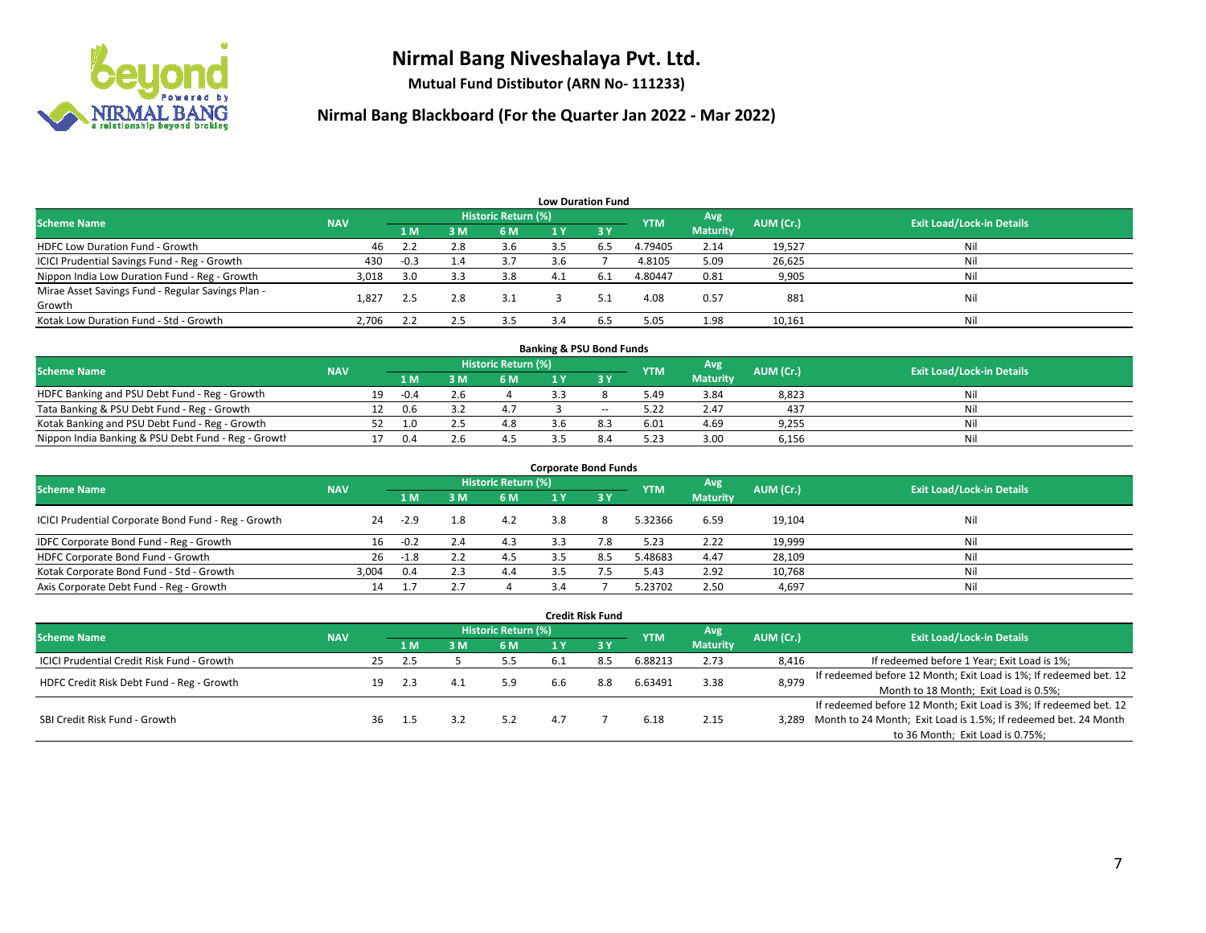# Nirmal Bang Niveshalaya Pvt. Ltd.

**Mutual Fund Distibutor (ARN No- 111233)**

## Nirmal Bang Blackboard (For the Quarter Jan 2022 - Mar 2022)

### Low Duration Fund

| Scheme Name | NAV | Historic Return (%) | | | | | YTM | Avg Maturity | AUM (Cr.) | Exit Load/Lock-in Details |
|---|---|---|---|---|---|---|---|---|---|---|
| | | 1 M | 3 M | 6 M | 1 Y | 3 Y | | | | |
| HDFC Low Duration Fund - Growth | 46 | 2.2 | 2.8 | 3.6 | 3.5 | 6.5 | 4.79405 | 2.14 | 19,527 | Nil |
| ICICI Prudential Savings Fund - Reg - Growth | 430 | -0.3 | 1.4 | 3.7 | 3.6 | 7 | 4.8105 | 5.09 | 26,625 | Nil |
| Nippon India Low Duration Fund - Reg - Growth | 3,018 | 3.0 | 3.3 | 3.8 | 4.1 | 6.1 | 4.80447 | 0.81 | 9,905 | Nil |
| Mirae Asset Savings Fund - Regular Savings Plan - Growth | 1,827 | 2.5 | 2.8 | 3.1 | 3 | 5.1 | 4.08 | 0.57 | 881 | Nil |
| Kotak Low Duration Fund - Std - Growth | 2,706 | 2.2 | 2.5 | 3.5 | 3.4 | 6.5 | 5.05 | 1.98 | 10,161 | Nil |

### Banking & PSU Bond Funds

| Scheme Name | NAV | Historic Return (%) | | | | | YTM | Avg Maturity | AUM (Cr.) | Exit Load/Lock-in Details |
|---|---|---|---|---|---|---|---|---|---|---|
| | | 1 M | 3 M | 6 M | 1 Y | 3 Y | | | | |
| HDFC Banking and PSU Debt Fund - Reg - Growth | 19 | -0.4 | 2.6 | 4 | 3.3 | 8 | 5.49 | 3.84 | 8,823 | Nil |
| Tata Banking & PSU Debt Fund - Reg - Growth | 12 | 0.6 | 3.2 | 4.7 | 3 | -- | 5.22 | 2.47 | 437 | Nil |
| Kotak Banking and PSU Debt Fund - Reg - Growth | 52 | 1.0 | 2.5 | 4.8 | 3.6 | 8.3 | 6.01 | 4.69 | 9,255 | Nil |
| Nippon India Banking & PSU Debt Fund - Reg - Growth | 17 | 0.4 | 2.6 | 4.5 | 3.5 | 8.4 | 5.23 | 3.00 | 6,156 | Nil |

### Corporate Bond Funds

| Scheme Name | NAV | Historic Return (%) | | | | | YTM | Avg Maturity | AUM (Cr.) | Exit Load/Lock-in Details |
|---|---|---|---|---|---|---|---|---|---|---|
| | | 1 M | 3 M | 6 M | 1 Y | 3 Y | | | | |
| ICICI Prudential Corporate Bond Fund - Reg - Growth | 24 | -2.9 | 1.8 | 4.2 | 3.8 | 8 | 5.32366 | 6.59 | 19,104 | Nil |
| IDFC Corporate Bond Fund - Reg - Growth | 16 | -0.2 | 2.4 | 4.3 | 3.3 | 7.8 | 5.23 | 2.22 | 19,999 | Nil |
| HDFC Corporate Bond Fund - Growth | 26 | -1.8 | 2.2 | 4.5 | 3.5 | 8.5 | 5.48683 | 4.47 | 28,109 | Nil |
| Kotak Corporate Bond Fund - Std - Growth | 3,004 | 0.4 | 2.3 | 4.4 | 3.5 | 7.5 | 5.43 | 2.92 | 10,768 | Nil |
| Axis Corporate Debt Fund - Reg - Growth | 14 | 1.7 | 2.7 | 4 | 3.4 | 7 | 5.23702 | 2.50 | 4,697 | Nil |

### Credit Risk Fund

| Scheme Name | NAV | Historic Return (%) | | | | | YTM | Avg Maturity | AUM (Cr.) | Exit Load/Lock-in Details |
|---|---|---|---|---|---|---|---|---|---|---|
| | | 1 M | 3 M | 6 M | 1 Y | 3 Y | | | | |
| ICICI Prudential Credit Risk Fund - Growth | 25 | 2.5 | 5 | 5.5 | 6.1 | 8.5 | 6.88213 | 2.73 | 8,416 | If redeemed before 1 Year; Exit Load is 1%; |
| HDFC Credit Risk Debt Fund - Reg - Growth | 19 | 2.3 | 4.1 | 5.9 | 6.6 | 8.8 | 6.63491 | 3.38 | 8,979 | If redeemed before 12 Month; Exit Load is 1%; If redeemed bet. 12 Month to 18 Month; Exit Load is 0.5%; |
| SBI Credit Risk Fund - Growth | 36 | 1.5 | 3.2 | 5.2 | 4.7 | 7 | 6.18 | 2.15 | 3,289 | If redeemed before 12 Month; Exit Load is 3%; If redeemed bet. 12 Month to 24 Month; Exit Load is 1.5%; If redeemed bet. 24 Month to 36 Month; Exit Load is 0.75%; |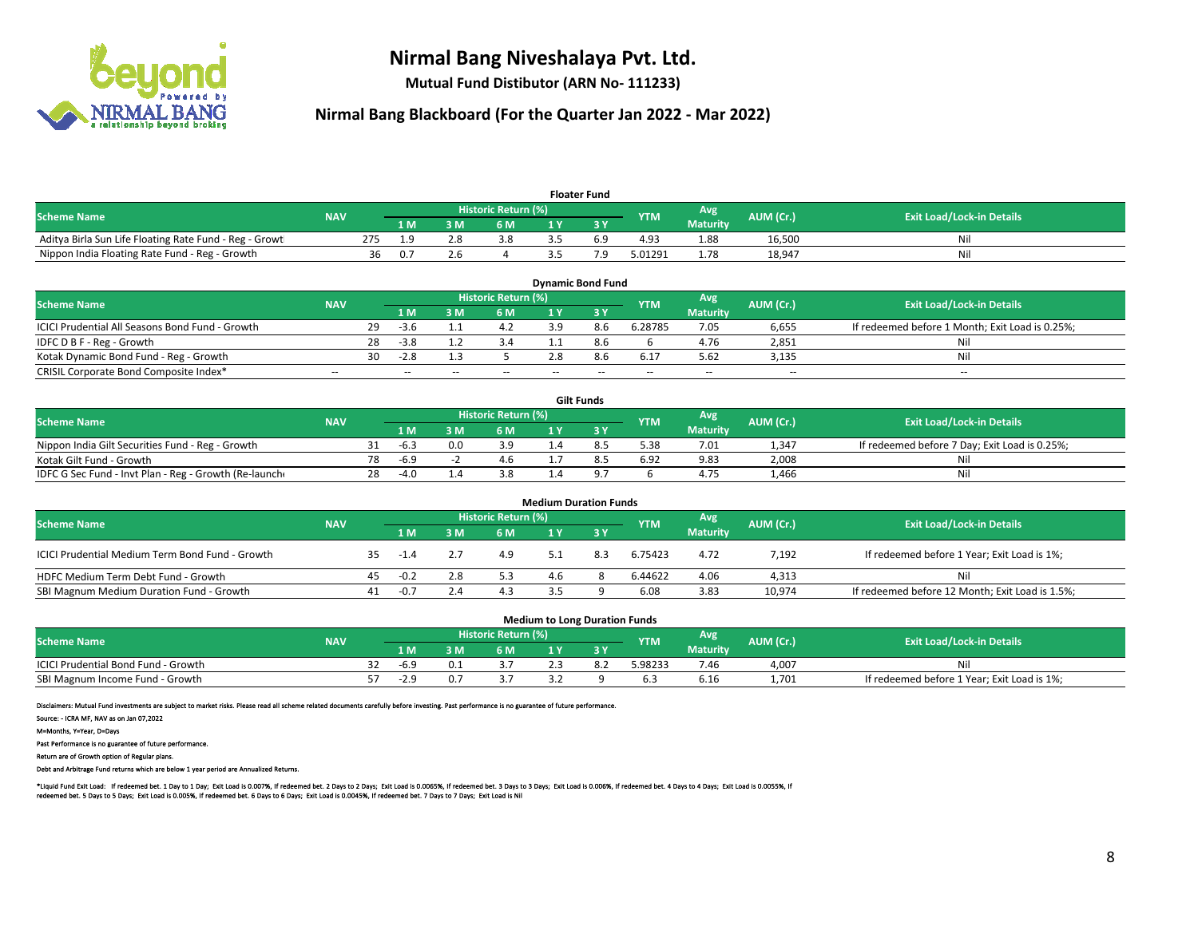# Nirmal Bang Niveshalaya Pvt. Ltd.

**Mutual Fund Distibutor (ARN No- 111233)**

## Nirmal Bang Blackboard (For the Quarter Jan 2022 - Mar 2022)

### Floater Fund

| Scheme Name | NAV | Historic Return (%) | | | | | YTM | Avg Maturity | AUM (Cr.) | Exit Load/Lock-in Details |
|---|---|---|---|---|---|---|---|---|---|---|
| | | 1 M | 3 M | 6 M | 1 Y | 3 Y | | | | |
| Aditya Birla Sun Life Floating Rate Fund - Reg - Growt | 275 | 1.9 | 2.8 | 3.8 | 3.5 | 6.9 | 4.93 | 1.88 | 16,500 | Nil |
| Nippon India Floating Rate Fund - Reg - Growth | 36 | 0.7 | 2.6 | 4 | 3.5 | 7.9 | 5.01291 | 1.78 | 18,947 | Nil |

### Dynamic Bond Fund

| Scheme Name | NAV | Historic Return (%) | | | | | YTM | Avg Maturity | AUM (Cr.) | Exit Load/Lock-in Details |
|---|---|---|---|---|---|---|---|---|---|---|
| | | 1 M | 3 M | 6 M | 1 Y | 3 Y | | | | |
| ICICI Prudential All Seasons Bond Fund - Growth | 29 | -3.6 | 1.1 | 4.2 | 3.9 | 8.6 | 6.28785 | 7.05 | 6,655 | If redeemed before 1 Month; Exit Load is 0.25%; |
| IDFC D B F - Reg - Growth | 28 | -3.8 | 1.2 | 3.4 | 1.1 | 8.6 | 6 | 4.76 | 2,851 | Nil |
| Kotak Dynamic Bond Fund - Reg - Growth | 30 | -2.8 | 1.3 | 5 | 2.8 | 8.6 | 6.17 | 5.62 | 3,135 | Nil |
| CRISIL Corporate Bond Composite Index* | -- | -- | -- | -- | -- | -- | -- | -- | -- | -- |

### Gilt Funds

| Scheme Name | NAV | Historic Return (%) | | | | | YTM | Avg Maturity | AUM (Cr.) | Exit Load/Lock-in Details |
|---|---|---|---|---|---|---|---|---|---|---|
| | | 1 M | 3 M | 6 M | 1 Y | 3 Y | | | | |
| Nippon India Gilt Securities Fund - Reg - Growth | 31 | -6.3 | 0.0 | 3.9 | 1.4 | 8.5 | 5.38 | 7.01 | 1,347 | If redeemed before 7 Day; Exit Load is 0.25%; |
| Kotak Gilt Fund - Growth | 78 | -6.9 | -2 | 4.6 | 1.7 | 8.5 | 6.92 | 9.83 | 2,008 | Nil |
| IDFC G Sec Fund - Invt Plan - Reg - Growth (Re-launch | 28 | -4.0 | 1.4 | 3.8 | 1.4 | 9.7 | 6 | 4.75 | 1,466 | Nil |

### Medium Duration Funds

| Scheme Name | NAV | Historic Return (%) | | | | | YTM | Avg Maturity | AUM (Cr.) | Exit Load/Lock-in Details |
|---|---|---|---|---|---|---|---|---|---|---|
| | | 1 M | 3 M | 6 M | 1 Y | 3 Y | | | | |
| ICICI Prudential Medium Term Bond Fund - Growth | 35 | -1.4 | 2.7 | 4.9 | 5.1 | 8.3 | 6.75423 | 4.72 | 7,192 | If redeemed before 1 Year; Exit Load is 1%; |
| HDFC Medium Term Debt Fund - Growth | 45 | -0.2 | 2.8 | 5.3 | 4.6 | 8 | 6.44622 | 4.06 | 4,313 | Nil |
| SBI Magnum Medium Duration Fund - Growth | 41 | -0.7 | 2.4 | 4.3 | 3.5 | 9 | 6.08 | 3.83 | 10,974 | If redeemed before 12 Month; Exit Load is 1.5%; |

### Medium to Long Duration Funds

| Scheme Name | NAV | Historic Return (%) | | | | | YTM | Avg Maturity | AUM (Cr.) | Exit Load/Lock-in Details |
|---|---|---|---|---|---|---|---|---|---|---|
| | | 1 M | 3 M | 6 M | 1 Y | 3 Y | | | | |
| ICICI Prudential Bond Fund - Growth | 32 | -6.9 | 0.1 | 3.7 | 2.3 | 8.2 | 5.98233 | 7.46 | 4,007 | Nil |
| SBI Magnum Income Fund - Growth | 57 | -2.9 | 0.7 | 3.7 | 3.2 | 9 | 6.3 | 6.16 | 1,701 | If redeemed before 1 Year; Exit Load is 1%; |

Disclaimers: Mutual Fund investments are subject to market risks. Please read all scheme related documents carefully before investing. Past performance is no guarantee of future performance.

Source: - ICRA MF, NAV as on Jan 07,2022

M=Months, Y=Year, D=Days

Past Performance is no guarantee of future performance.

Return are of Growth option of Regular plans.

Debt and Arbitrage Fund returns which are below 1 year period are Annualized Returns.

*Liquid Fund Exit Load: If redeemed bet. 1 Day to 1 Day; Exit Load is 0.007%, If redeemed bet. 2 Days to 2 Days; Exit Load is 0.0065%, If redeemed bet. 3 Days to 3 Days; Exit Load is 0.006%, If redeemed bet. 4 Days to 4 Days; Exit Load is 0.0055%, If redeemed bet. 5 Days to 5 Days; Exit Load is 0.005%, If redeemed bet. 6 Days to 6 Days; Exit Load is 0.0045%, If redeemed bet. 7 Days to 7 Days; Exit Load is Nil